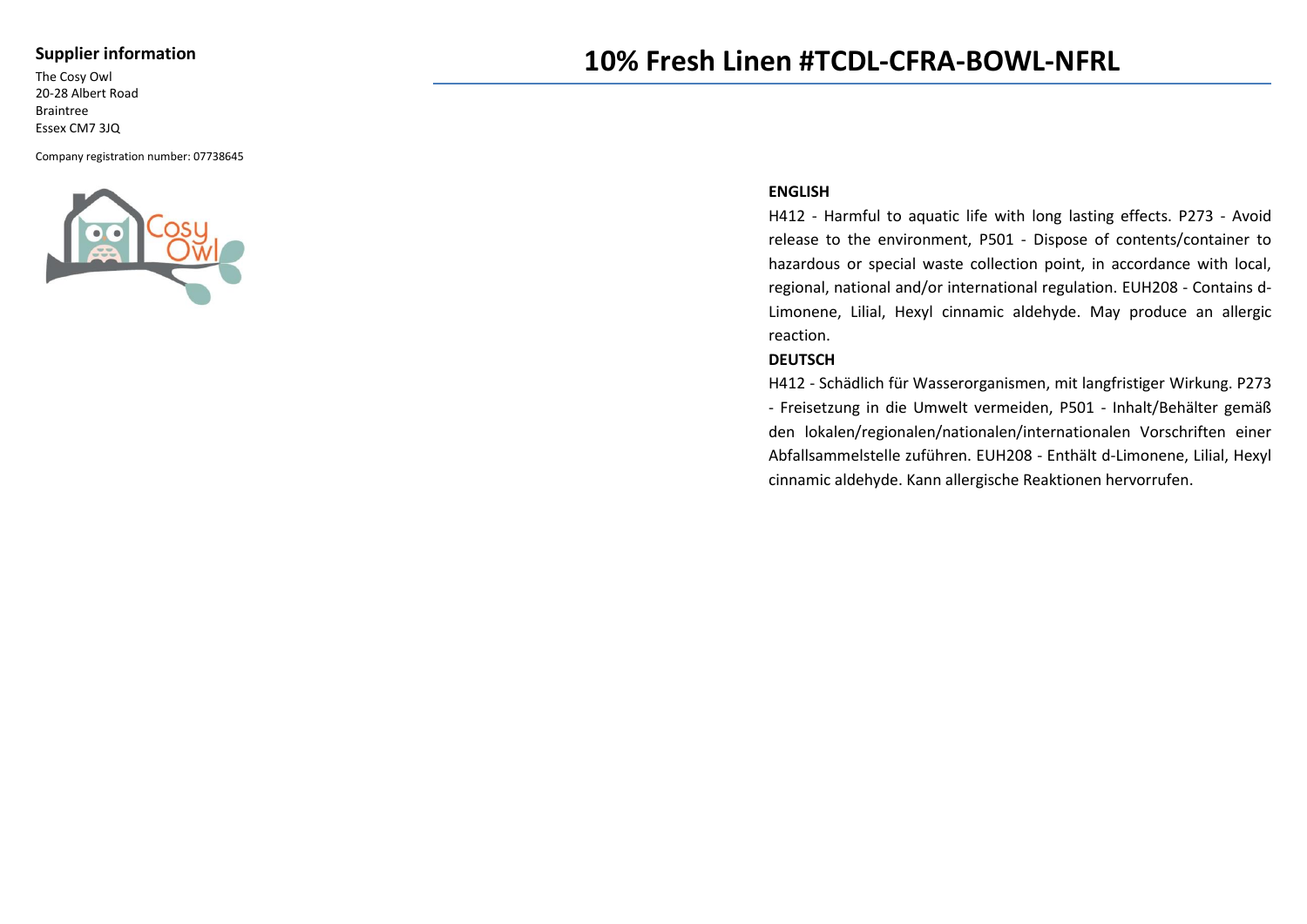## Supplier information

The Cosy Owl
20-28 Albert Road
Braintree
Essex CM7 3JQ

Company registration number: 07738645

# 10% Fresh Linen #TCDL-CFRA-BOWL-NFRL

**ENGLISH**

H412 - Harmful to aquatic life with long lasting effects. P273 - Avoid release to the environment, P501 - Dispose of contents/container to hazardous or special waste collection point, in accordance with local, regional, national and/or international regulation. EUH208 - Contains d-Limonene, Lilial, Hexyl cinnamic aldehyde. May produce an allergic reaction.

**DEUTSCH**

H412 - Schädlich für Wasserorganismen, mit langfristiger Wirkung. P273 - Freisetzung in die Umwelt vermeiden, P501 - Inhalt/Behälter gemäß den lokalen/regionalen/nationalen/internationalen Vorschriften einer Abfallsammelstelle zuführen. EUH208 - Enthält d-Limonene, Lilial, Hexyl cinnamic aldehyde. Kann allergische Reaktionen hervorrufen.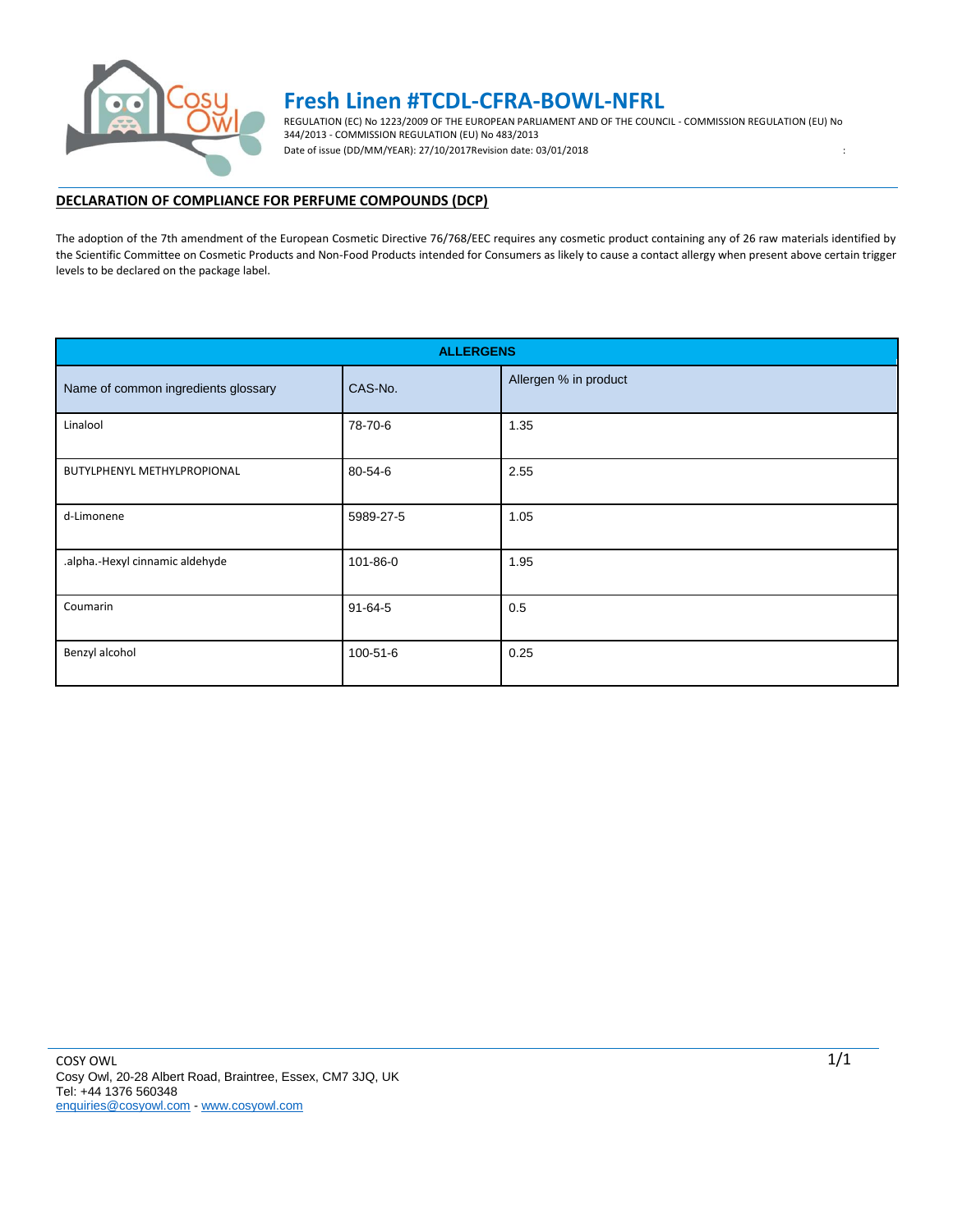# Fresh Linen #TCDL-CFRA-BOWL-NFRL

REGULATION (EC) No 1223/2009 OF THE EUROPEAN PARLIAMENT AND OF THE COUNCIL - COMMISSION REGULATION (EU) No 344/2013 - COMMISSION REGULATION (EU) No 483/2013

Date of issue (DD/MM/YEAR): 27/10/2017Revision date: 03/01/2018

## DECLARATION OF COMPLIANCE FOR PERFUME COMPOUNDS (DCP)

The adoption of the 7th amendment of the European Cosmetic Directive 76/768/EEC requires any cosmetic product containing any of 26 raw materials identified by the Scientific Committee on Cosmetic Products and Non-Food Products intended for Consumers as likely to cause a contact allergy when present above certain trigger levels to be declared on the package label.

| ALLERGENS | | |
|---|---|---|
| Name of common ingredients glossary | CAS-No. | Allergen % in product |
| Linalool | 78-70-6 | 1.35 |
| BUTYLPHENYL METHYLPROPIONAL | 80-54-6 | 2.55 |
| d-Limonene | 5989-27-5 | 1.05 |
| .alpha.-Hexyl cinnamic aldehyde | 101-86-0 | 1.95 |
| Coumarin | 91-64-5 | 0.5 |
| Benzyl alcohol | 100-51-6 | 0.25 |

COSY OWL
Cosy Owl, 20-28 Albert Road, Braintree, Essex, CM7 3JQ, UK
Tel: +44 1376 560348
enquiries@cosyowl.com - www.cosyowl.com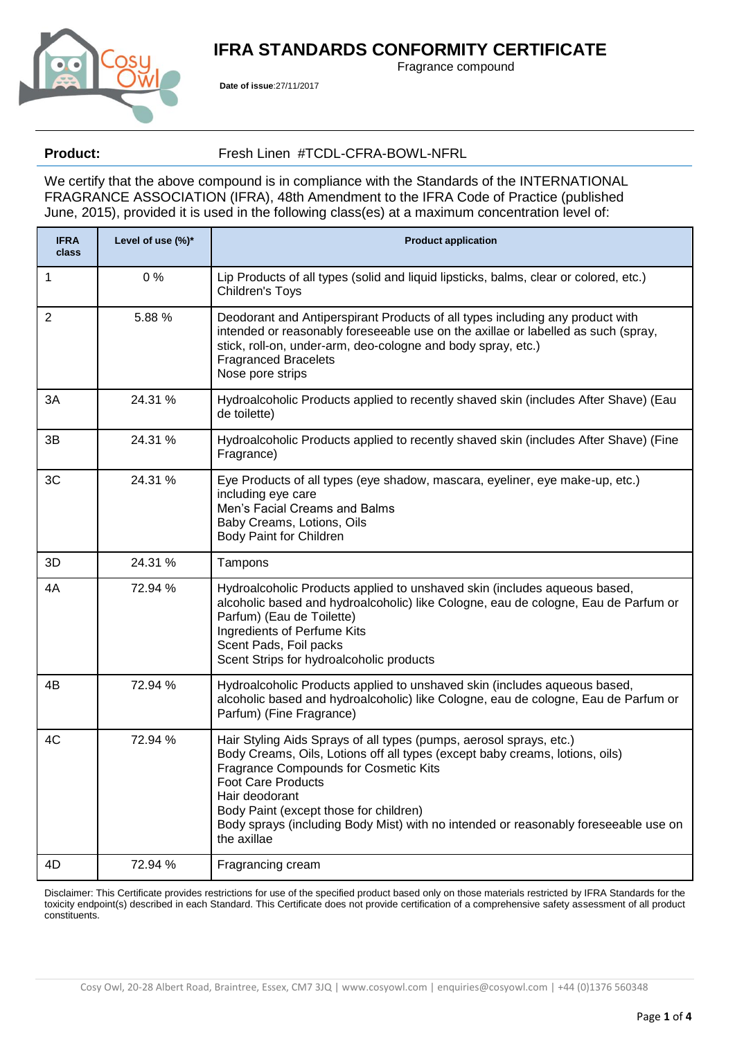# IFRA STANDARDS CONFORMITY CERTIFICATE

Fragrance compound

**Date of issue**:27/11/2017

**Product:** Fresh Linen #TCDL-CFRA-BOWL-NFRL

We certify that the above compound is in compliance with the Standards of the INTERNATIONAL FRAGRANCE ASSOCIATION (IFRA), 48th Amendment to the IFRA Code of Practice (published June, 2015), provided it is used in the following class(es) at a maximum concentration level of:

| IFRA class | Level of use (%)* | Product application |
|---|---|---|
| 1 | 0 % | Lip Products of all types (solid and liquid lipsticks, balms, clear or colored, etc.)<br>Children's Toys |
| 2 | 5.88 % | Deodorant and Antiperspirant Products of all types including any product with intended or reasonably foreseeable use on the axillae or labelled as such (spray, stick, roll-on, under-arm, deo-cologne and body spray, etc.)<br>Fragranced Bracelets<br>Nose pore strips |
| 3A | 24.31 % | Hydroalcoholic Products applied to recently shaved skin (includes After Shave) (Eau de toilette) |
| 3B | 24.31 % | Hydroalcoholic Products applied to recently shaved skin (includes After Shave) (Fine Fragrance) |
| 3C | 24.31 % | Eye Products of all types (eye shadow, mascara, eyeliner, eye make-up, etc.) including eye care<br>Men's Facial Creams and Balms<br>Baby Creams, Lotions, Oils<br>Body Paint for Children |
| 3D | 24.31 % | Tampons |
| 4A | 72.94 % | Hydroalcoholic Products applied to unshaved skin (includes aqueous based, alcoholic based and hydroalcoholic) like Cologne, eau de cologne, Eau de Parfum or Parfum) (Eau de Toilette)<br>Ingredients of Perfume Kits<br>Scent Pads, Foil packs<br>Scent Strips for hydroalcoholic products |
| 4B | 72.94 % | Hydroalcoholic Products applied to unshaved skin (includes aqueous based, alcoholic based and hydroalcoholic) like Cologne, eau de cologne, Eau de Parfum or Parfum) (Fine Fragrance) |
| 4C | 72.94 % | Hair Styling Aids Sprays of all types (pumps, aerosol sprays, etc.)<br>Body Creams, Oils, Lotions off all types (except baby creams, lotions, oils)<br>Fragrance Compounds for Cosmetic Kits<br>Foot Care Products<br>Hair deodorant<br>Body Paint (except those for children)<br>Body sprays (including Body Mist) with no intended or reasonably foreseeable use on the axillae |
| 4D | 72.94 % | Fragrancing cream |

Disclaimer: This Certificate provides restrictions for use of the specified product based only on those materials restricted by IFRA Standards for the toxicity endpoint(s) described in each Standard. This Certificate does not provide certification of a comprehensive safety assessment of all product constituents.

Cosy Owl, 20-28 Albert Road, Braintree, Essex, CM7 3JQ | www.cosyowl.com | enquiries@cosyowl.com | +44 (0)1376 560348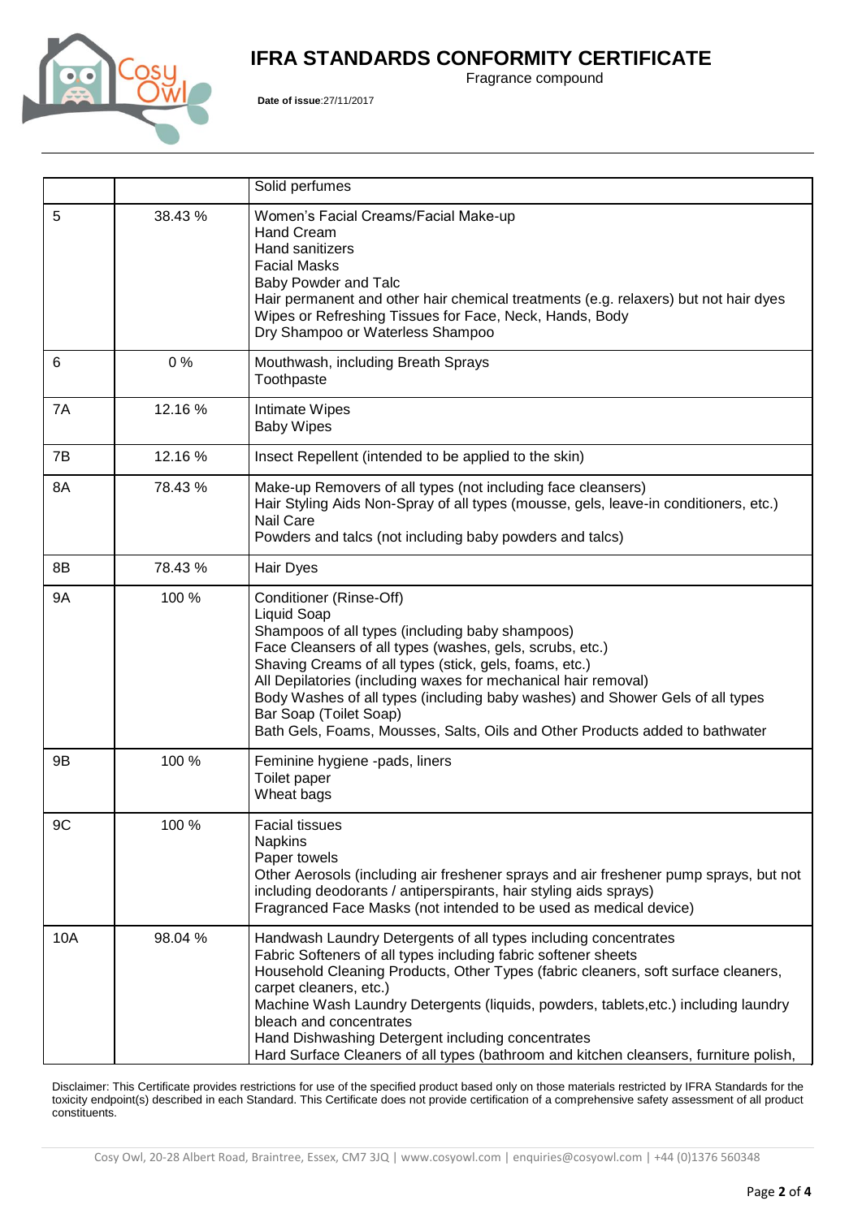# IFRA STANDARDS CONFORMITY CERTIFICATE

Fragrance compound

**Date of issue**:27/11/2017

| | | |
|---|---|---|
| | | Solid perfumes |
| 5 | 38.43 % | Women's Facial Creams/Facial Make-up<br>Hand Cream<br>Hand sanitizers<br>Facial Masks<br>Baby Powder and Talc<br>Hair permanent and other hair chemical treatments (e.g. relaxers) but not hair dyes<br>Wipes or Refreshing Tissues for Face, Neck, Hands, Body<br>Dry Shampoo or Waterless Shampoo |
| 6 | 0 % | Mouthwash, including Breath Sprays<br>Toothpaste |
| 7A | 12.16 % | Intimate Wipes<br>Baby Wipes |
| 7B | 12.16 % | Insect Repellent (intended to be applied to the skin) |
| 8A | 78.43 % | Make-up Removers of all types (not including face cleansers)<br>Hair Styling Aids Non-Spray of all types (mousse, gels, leave-in conditioners, etc.)<br>Nail Care<br>Powders and talcs (not including baby powders and talcs) |
| 8B | 78.43 % | Hair Dyes |
| 9A | 100 % | Conditioner (Rinse-Off)<br>Liquid Soap<br>Shampoos of all types (including baby shampoos)<br>Face Cleansers of all types (washes, gels, scrubs, etc.)<br>Shaving Creams of all types (stick, gels, foams, etc.)<br>All Depilatories (including waxes for mechanical hair removal)<br>Body Washes of all types (including baby washes) and Shower Gels of all types<br>Bar Soap (Toilet Soap)<br>Bath Gels, Foams, Mousses, Salts, Oils and Other Products added to bathwater |
| 9B | 100 % | Feminine hygiene -pads, liners<br>Toilet paper<br>Wheat bags |
| 9C | 100 % | Facial tissues<br>Napkins<br>Paper towels<br>Other Aerosols (including air freshener sprays and air freshener pump sprays, but not including deodorants / antiperspirants, hair styling aids sprays)<br>Fragranced Face Masks (not intended to be used as medical device) |
| 10A | 98.04 % | Handwash Laundry Detergents of all types including concentrates<br>Fabric Softeners of all types including fabric softener sheets<br>Household Cleaning Products, Other Types (fabric cleaners, soft surface cleaners, carpet cleaners, etc.)<br>Machine Wash Laundry Detergents (liquids, powders, tablets,etc.) including laundry bleach and concentrates<br>Hand Dishwashing Detergent including concentrates<br>Hard Surface Cleaners of all types (bathroom and kitchen cleansers, furniture polish, |

Disclaimer: This Certificate provides restrictions for use of the specified product based only on those materials restricted by IFRA Standards for the toxicity endpoint(s) described in each Standard. This Certificate does not provide certification of a comprehensive safety assessment of all product constituents.

Cosy Owl, 20-28 Albert Road, Braintree, Essex, CM7 3JQ | www.cosyowl.com | enquiries@cosyowl.com | +44 (0)1376 560348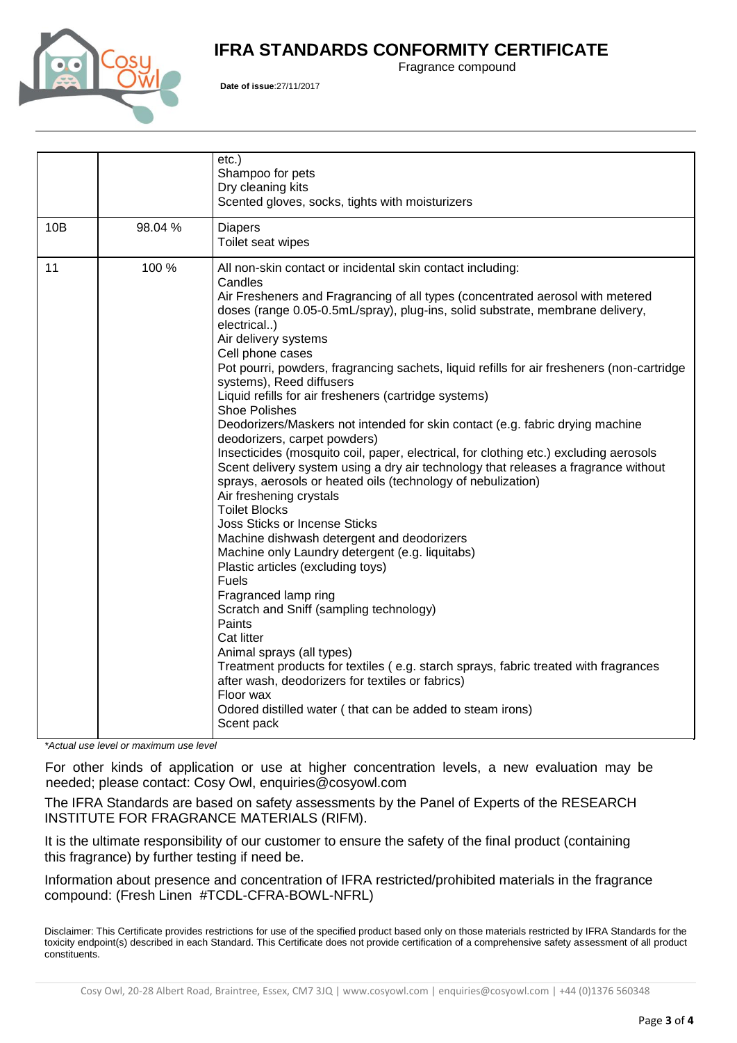| | | etc.)<br>Shampoo for pets<br>Dry cleaning kits<br>Scented gloves, socks, tights with moisturizers |
|---|---|---|
| 10B | 98.04 % | Diapers<br>Toilet seat wipes |
| 11 | 100 % | All non-skin contact or incidental skin contact including:<br>Candles<br>Air Fresheners and Fragrancing of all types (concentrated aerosol with metered doses (range 0.05-0.5mL/spray), plug-ins, solid substrate, membrane delivery, electrical..)<br>Air delivery systems<br>Cell phone cases<br>Pot pourri, powders, fragrancing sachets, liquid refills for air fresheners (non-cartridge systems), Reed diffusers<br>Liquid refills for air fresheners (cartridge systems)<br>Shoe Polishes<br>Deodorizers/Maskers not intended for skin contact (e.g. fabric drying machine deodorizers, carpet powders)<br>Insecticides (mosquito coil, paper, electrical, for clothing etc.) excluding aerosols<br>Scent delivery system using a dry air technology that releases a fragrance without sprays, aerosols or heated oils (technology of nebulization)<br>Air freshening crystals<br>Toilet Blocks<br>Joss Sticks or Incense Sticks<br>Machine dishwash detergent and deodorizers<br>Machine only Laundry detergent (e.g. liquitabs)<br>Plastic articles (excluding toys)<br>Fuels<br>Fragranced lamp ring<br>Scratch and Sniff (sampling technology)<br>Paints<br>Cat litter<br>Animal sprays (all types)<br>Treatment products for textiles ( e.g. starch sprays, fabric treated with fragrances after wash, deodorizers for textiles or fabrics)<br>Floor wax<br>Odored distilled water ( that can be added to steam irons)<br>Scent pack |

*Actual use level or maximum use level

For other kinds of application or use at higher concentration levels, a new evaluation may be needed; please contact: Cosy Owl, enquiries@cosyowl.com

The IFRA Standards are based on safety assessments by the Panel of Experts of the RESEARCH INSTITUTE FOR FRAGRANCE MATERIALS (RIFM).

It is the ultimate responsibility of our customer to ensure the safety of the final product (containing this fragrance) by further testing if need be.

Information about presence and concentration of IFRA restricted/prohibited materials in the fragrance compound: (Fresh Linen #TCDL-CFRA-BOWL-NFRL)

Disclaimer: This Certificate provides restrictions for use of the specified product based only on those materials restricted by IFRA Standards for the toxicity endpoint(s) described in each Standard. This Certificate does not provide certification of a comprehensive safety assessment of all product constituents.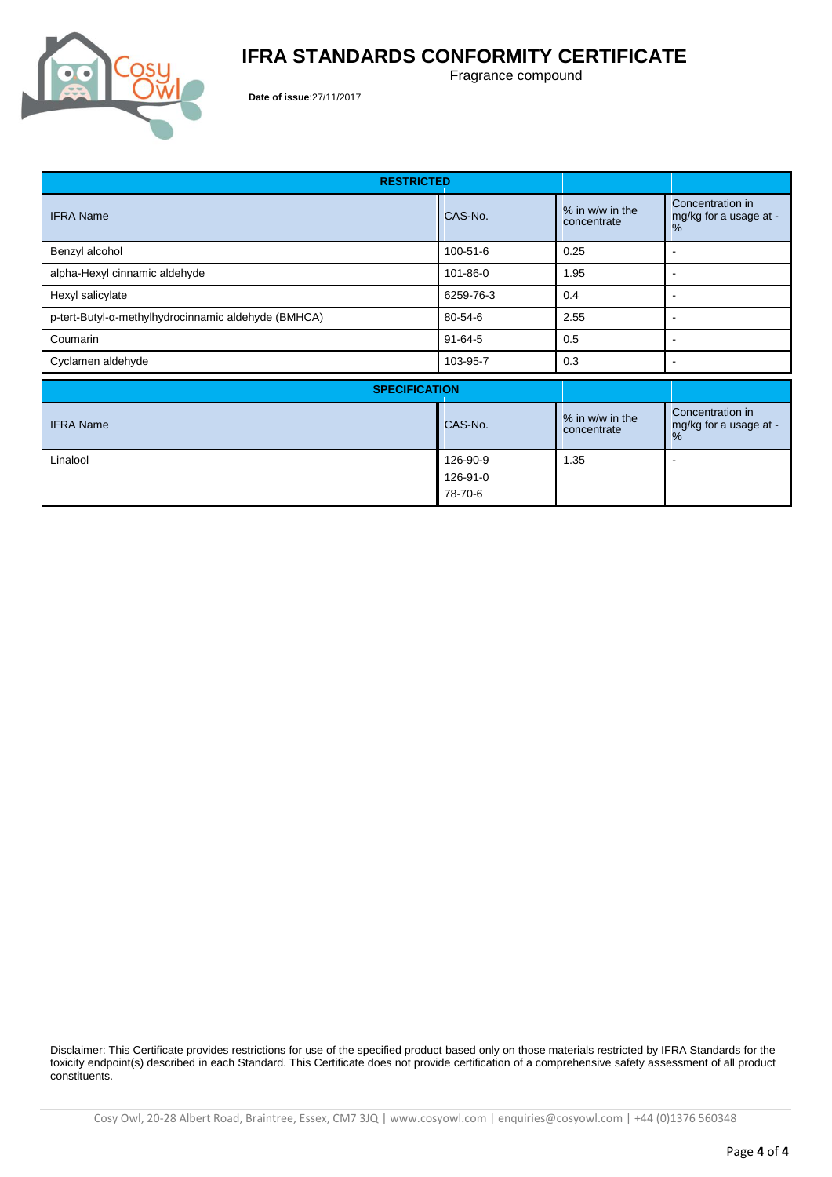# IFRA STANDARDS CONFORMITY CERTIFICATE

Fragrance compound

**Date of issue**:27/11/2017

| RESTRICTED | | | |
|---|---|---|---|
| IFRA Name | CAS-No. | % in w/w in the concentrate | Concentration in mg/kg for a usage at - % |
| Benzyl alcohol | 100-51-6 | 0.25 | - |
| alpha-Hexyl cinnamic aldehyde | 101-86-0 | 1.95 | - |
| Hexyl salicylate | 6259-76-3 | 0.4 | - |
| p-tert-Butyl-α-methylhydrocinnamic aldehyde (BMHCA) | 80-54-6 | 2.55 | - |
| Coumarin | 91-64-5 | 0.5 | - |
| Cyclamen aldehyde | 103-95-7 | 0.3 | - |

| SPECIFICATION | | | |
|---|---|---|---|
| IFRA Name | CAS-No. | % in w/w in the concentrate | Concentration in mg/kg for a usage at - % |
| Linalool | 126-90-9<br>126-91-0<br>78-70-6 | 1.35 | - |

Disclaimer: This Certificate provides restrictions for use of the specified product based only on those materials restricted by IFRA Standards for the toxicity endpoint(s) described in each Standard. This Certificate does not provide certification of a comprehensive safety assessment of all product constituents.

Cosy Owl, 20-28 Albert Road, Braintree, Essex, CM7 3JQ | www.cosyowl.com | enquiries@cosyowl.com | +44 (0)1376 560348